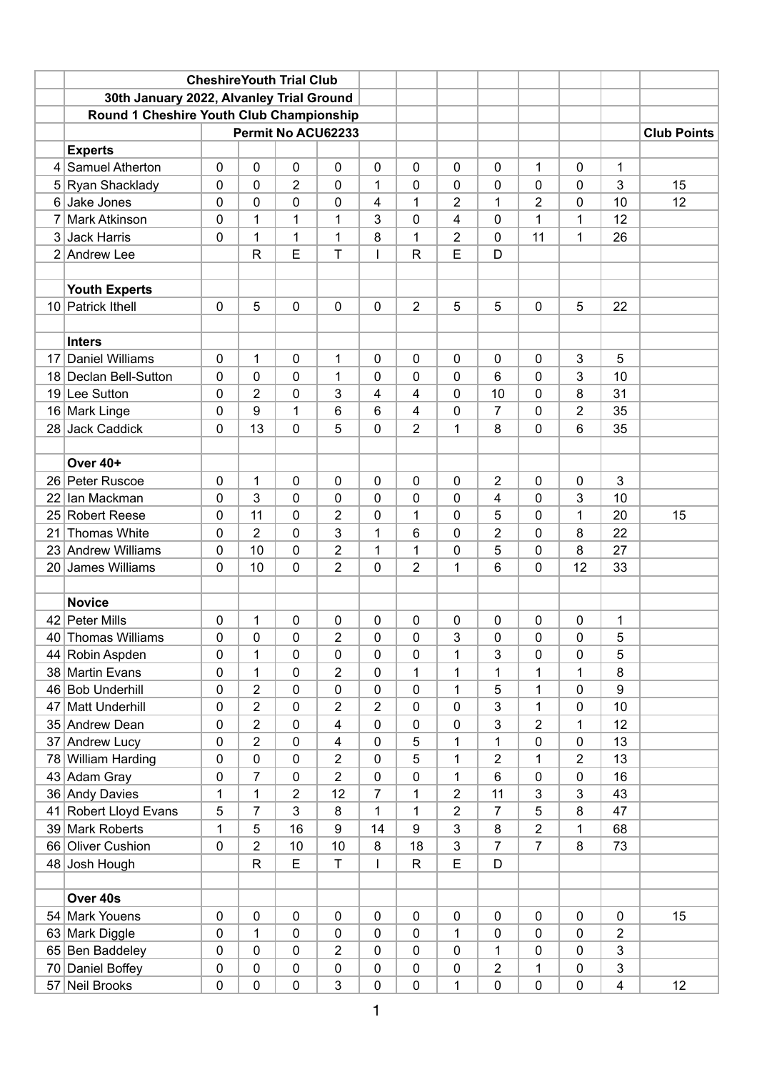| | CheshireYouth Trial Club | | | | | | | | | | | | |
|---|---|---|---|---|---|---|---|---|---|---|---|---|---|
| | 30th January 2022, Alvanley Trial Ground | | | | | | | | | | | | |
| | Round 1 Cheshire Youth Club Championship | | | | | | | | | | | | |
| | | Permit No ACU62233 | | | | | | | | | | | Club Points |
| | **Experts** | | | | | | | | | | | | |
| 4 | Samuel Atherton | 0 | 0 | 0 | 0 | 0 | 0 | 0 | 0 | 1 | 0 | 1 | |
| 5 | Ryan Shacklady | 0 | 0 | 2 | 0 | 1 | 0 | 0 | 0 | 0 | 0 | 3 | 15 |
| 6 | Jake Jones | 0 | 0 | 0 | 0 | 4 | 1 | 2 | 1 | 2 | 0 | 10 | 12 |
| 7 | Mark Atkinson | 0 | 1 | 1 | 1 | 3 | 0 | 4 | 0 | 1 | 1 | 12 | |
| 3 | Jack Harris | 0 | 1 | 1 | 1 | 8 | 1 | 2 | 0 | 11 | 1 | 26 | |
| 2 | Andrew Lee | | R | E | T | I | R | E | D | | | | |
| | | | | | | | | | | | | | |
| | **Youth Experts** | | | | | | | | | | | | |
| 10 | Patrick Ithell | 0 | 5 | 0 | 0 | 0 | 2 | 5 | 5 | 0 | 5 | 22 | |
| | | | | | | | | | | | | | |
| | **Inters** | | | | | | | | | | | | |
| 17 | Daniel Williams | 0 | 1 | 0 | 1 | 0 | 0 | 0 | 0 | 0 | 3 | 5 | |
| 18 | Declan Bell-Sutton | 0 | 0 | 0 | 1 | 0 | 0 | 0 | 6 | 0 | 3 | 10 | |
| 19 | Lee Sutton | 0 | 2 | 0 | 3 | 4 | 4 | 0 | 10 | 0 | 8 | 31 | |
| 16 | Mark Linge | 0 | 9 | 1 | 6 | 6 | 4 | 0 | 7 | 0 | 2 | 35 | |
| 28 | Jack Caddick | 0 | 13 | 0 | 5 | 0 | 2 | 1 | 8 | 0 | 6 | 35 | |
| | | | | | | | | | | | | | |
| | **Over 40+** | | | | | | | | | | | | |
| 26 | Peter Ruscoe | 0 | 1 | 0 | 0 | 0 | 0 | 0 | 2 | 0 | 0 | 3 | |
| 22 | Ian Mackman | 0 | 3 | 0 | 0 | 0 | 0 | 0 | 4 | 0 | 3 | 10 | |
| 25 | Robert Reese | 0 | 11 | 0 | 2 | 0 | 1 | 0 | 5 | 0 | 1 | 20 | 15 |
| 21 | Thomas White | 0 | 2 | 0 | 3 | 1 | 6 | 0 | 2 | 0 | 8 | 22 | |
| 23 | Andrew Williams | 0 | 10 | 0 | 2 | 1 | 1 | 0 | 5 | 0 | 8 | 27 | |
| 20 | James Williams | 0 | 10 | 0 | 2 | 0 | 2 | 1 | 6 | 0 | 12 | 33 | |
| | | | | | | | | | | | | | |
| | **Novice** | | | | | | | | | | | | |
| 42 | Peter Mills | 0 | 1 | 0 | 0 | 0 | 0 | 0 | 0 | 0 | 0 | 1 | |
| 40 | Thomas Williams | 0 | 0 | 0 | 2 | 0 | 0 | 3 | 0 | 0 | 0 | 5 | |
| 44 | Robin Aspden | 0 | 1 | 0 | 0 | 0 | 0 | 1 | 3 | 0 | 0 | 5 | |
| 38 | Martin Evans | 0 | 1 | 0 | 2 | 0 | 1 | 1 | 1 | 1 | 1 | 8 | |
| 46 | Bob Underhill | 0 | 2 | 0 | 0 | 0 | 0 | 1 | 5 | 1 | 0 | 9 | |
| 47 | Matt Underhill | 0 | 2 | 0 | 2 | 2 | 0 | 0 | 3 | 1 | 0 | 10 | |
| 35 | Andrew Dean | 0 | 2 | 0 | 4 | 0 | 0 | 0 | 3 | 2 | 1 | 12 | |
| 37 | Andrew Lucy | 0 | 2 | 0 | 4 | 0 | 5 | 1 | 1 | 0 | 0 | 13 | |
| 78 | William Harding | 0 | 0 | 0 | 2 | 0 | 5 | 1 | 2 | 1 | 2 | 13 | |
| 43 | Adam Gray | 0 | 7 | 0 | 2 | 0 | 0 | 1 | 6 | 0 | 0 | 16 | |
| 36 | Andy Davies | 1 | 1 | 2 | 12 | 7 | 1 | 2 | 11 | 3 | 3 | 43 | |
| 41 | Robert Lloyd Evans | 5 | 7 | 3 | 8 | 1 | 1 | 2 | 7 | 5 | 8 | 47 | |
| 39 | Mark Roberts | 1 | 5 | 16 | 9 | 14 | 9 | 3 | 8 | 2 | 1 | 68 | |
| 66 | Oliver Cushion | 0 | 2 | 10 | 10 | 8 | 18 | 3 | 7 | 7 | 8 | 73 | |
| 48 | Josh Hough | | R | E | T | I | R | E | D | | | | |
| | | | | | | | | | | | | | |
| | **Over 40s** | | | | | | | | | | | | |
| 54 | Mark Youens | 0 | 0 | 0 | 0 | 0 | 0 | 0 | 0 | 0 | 0 | 0 | 15 |
| 63 | Mark Diggle | 0 | 1 | 0 | 0 | 0 | 0 | 1 | 0 | 0 | 0 | 2 | |
| 65 | Ben Baddeley | 0 | 0 | 0 | 2 | 0 | 0 | 0 | 1 | 0 | 0 | 3 | |
| 70 | Daniel Boffey | 0 | 0 | 0 | 0 | 0 | 0 | 0 | 2 | 1 | 0 | 3 | |
| 57 | Neil Brooks | 0 | 0 | 0 | 3 | 0 | 0 | 1 | 0 | 0 | 0 | 4 | 12 |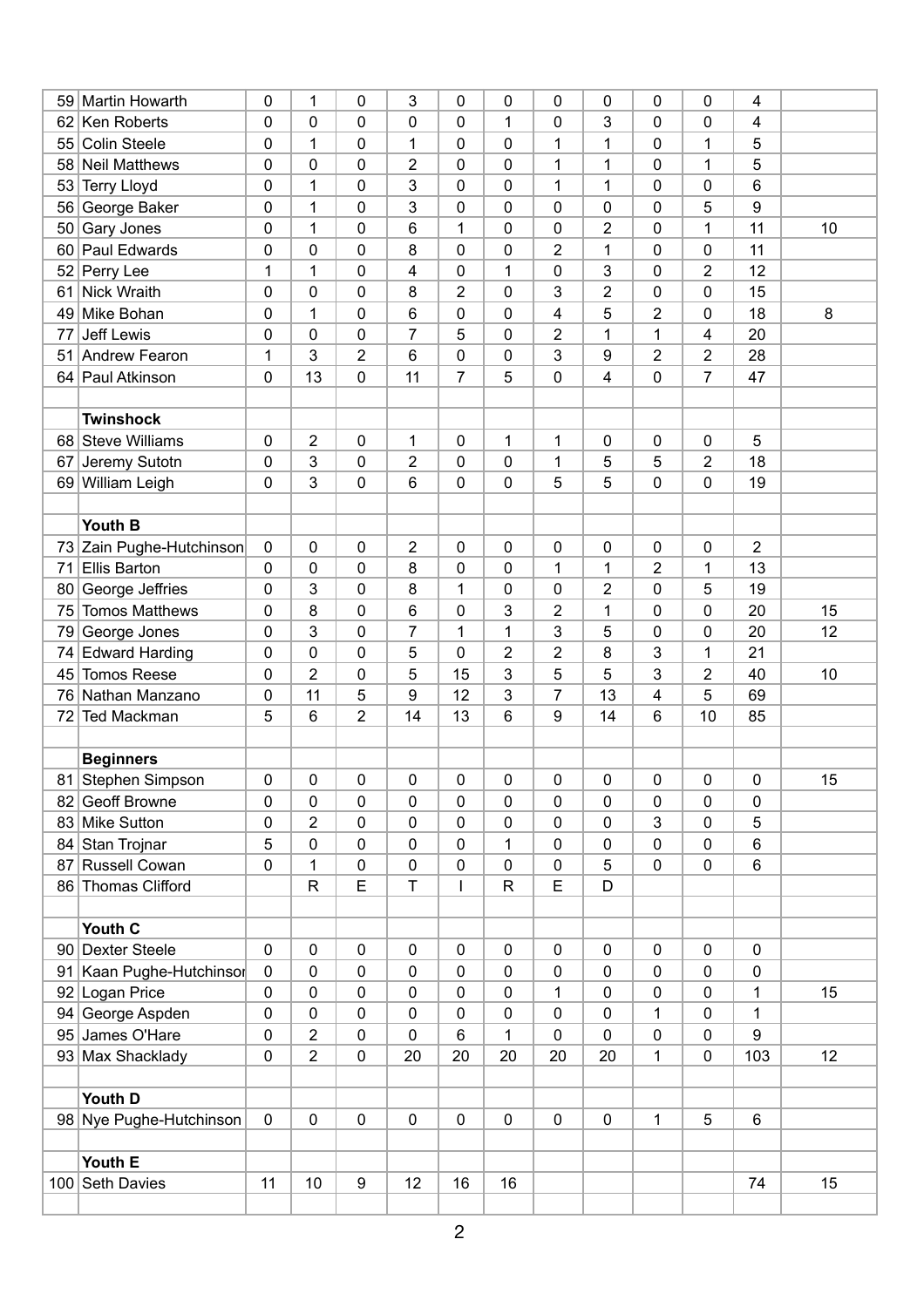| | | | | | | | | | | | | | |
|---|---|---|---|---|---|---|---|---|---|---|---|---|---|
| 59 | Martin Howarth | 0 | 1 | 0 | 3 | 0 | 0 | 0 | 0 | 0 | 0 | 4 | |
| 62 | Ken Roberts | 0 | 0 | 0 | 0 | 0 | 1 | 0 | 3 | 0 | 0 | 4 | |
| 55 | Colin Steele | 0 | 1 | 0 | 1 | 0 | 0 | 1 | 1 | 0 | 1 | 5 | |
| 58 | Neil Matthews | 0 | 0 | 0 | 2 | 0 | 0 | 1 | 1 | 0 | 1 | 5 | |
| 53 | Terry Lloyd | 0 | 1 | 0 | 3 | 0 | 0 | 1 | 1 | 0 | 0 | 6 | |
| 56 | George Baker | 0 | 1 | 0 | 3 | 0 | 0 | 0 | 0 | 0 | 5 | 9 | |
| 50 | Gary Jones | 0 | 1 | 0 | 6 | 1 | 0 | 0 | 2 | 0 | 1 | 11 | 10 |
| 60 | Paul Edwards | 0 | 0 | 0 | 8 | 0 | 0 | 2 | 1 | 0 | 0 | 11 | |
| 52 | Perry Lee | 1 | 1 | 0 | 4 | 0 | 1 | 0 | 3 | 0 | 2 | 12 | |
| 61 | Nick Wraith | 0 | 0 | 0 | 8 | 2 | 0 | 3 | 2 | 0 | 0 | 15 | |
| 49 | Mike Bohan | 0 | 1 | 0 | 6 | 0 | 0 | 4 | 5 | 2 | 0 | 18 | 8 |
| 77 | Jeff Lewis | 0 | 0 | 0 | 7 | 5 | 0 | 2 | 1 | 1 | 4 | 20 | |
| 51 | Andrew Fearon | 1 | 3 | 2 | 6 | 0 | 0 | 3 | 9 | 2 | 2 | 28 | |
| 64 | Paul Atkinson | 0 | 13 | 0 | 11 | 7 | 5 | 0 | 4 | 0 | 7 | 47 | |
| | | | | | | | | | | | | | |
| | **Twinshock** | | | | | | | | | | | | |
| 68 | Steve Williams | 0 | 2 | 0 | 1 | 0 | 1 | 1 | 0 | 0 | 0 | 5 | |
| 67 | Jeremy Sutotn | 0 | 3 | 0 | 2 | 0 | 0 | 1 | 5 | 5 | 2 | 18 | |
| 69 | William Leigh | 0 | 3 | 0 | 6 | 0 | 0 | 5 | 5 | 0 | 0 | 19 | |
| | | | | | | | | | | | | | |
| | **Youth B** | | | | | | | | | | | | |
| 73 | Zain Pughe-Hutchinson | 0 | 0 | 0 | 2 | 0 | 0 | 0 | 0 | 0 | 0 | 2 | |
| 71 | Ellis Barton | 0 | 0 | 0 | 8 | 0 | 0 | 1 | 1 | 2 | 1 | 13 | |
| 80 | George Jeffries | 0 | 3 | 0 | 8 | 1 | 0 | 0 | 2 | 0 | 5 | 19 | |
| 75 | Tomos Matthews | 0 | 8 | 0 | 6 | 0 | 3 | 2 | 1 | 0 | 0 | 20 | 15 |
| 79 | George Jones | 0 | 3 | 0 | 7 | 1 | 1 | 3 | 5 | 0 | 0 | 20 | 12 |
| 74 | Edward Harding | 0 | 0 | 0 | 5 | 0 | 2 | 2 | 8 | 3 | 1 | 21 | |
| 45 | Tomos Reese | 0 | 2 | 0 | 5 | 15 | 3 | 5 | 5 | 3 | 2 | 40 | 10 |
| 76 | Nathan Manzano | 0 | 11 | 5 | 9 | 12 | 3 | 7 | 13 | 4 | 5 | 69 | |
| 72 | Ted Mackman | 5 | 6 | 2 | 14 | 13 | 6 | 9 | 14 | 6 | 10 | 85 | |
| | | | | | | | | | | | | | |
| | **Beginners** | | | | | | | | | | | | |
| 81 | Stephen Simpson | 0 | 0 | 0 | 0 | 0 | 0 | 0 | 0 | 0 | 0 | 0 | 15 |
| 82 | Geoff Browne | 0 | 0 | 0 | 0 | 0 | 0 | 0 | 0 | 0 | 0 | 0 | |
| 83 | Mike Sutton | 0 | 2 | 0 | 0 | 0 | 0 | 0 | 0 | 3 | 0 | 5 | |
| 84 | Stan Trojnar | 5 | 0 | 0 | 0 | 0 | 1 | 0 | 0 | 0 | 0 | 6 | |
| 87 | Russell Cowan | 0 | 1 | 0 | 0 | 0 | 0 | 0 | 5 | 0 | 0 | 6 | |
| 86 | Thomas Clifford | | R | E | T | I | R | E | D | | | | |
| | | | | | | | | | | | | | |
| | **Youth C** | | | | | | | | | | | | |
| 90 | Dexter Steele | 0 | 0 | 0 | 0 | 0 | 0 | 0 | 0 | 0 | 0 | 0 | |
| 91 | Kaan Pughe-Hutchinsor | 0 | 0 | 0 | 0 | 0 | 0 | 0 | 0 | 0 | 0 | 0 | |
| 92 | Logan Price | 0 | 0 | 0 | 0 | 0 | 0 | 1 | 0 | 0 | 0 | 1 | 15 |
| 94 | George Aspden | 0 | 0 | 0 | 0 | 0 | 0 | 0 | 0 | 1 | 0 | 1 | |
| 95 | James O'Hare | 0 | 2 | 0 | 0 | 6 | 1 | 0 | 0 | 0 | 0 | 9 | |
| 93 | Max Shacklady | 0 | 2 | 0 | 20 | 20 | 20 | 20 | 20 | 1 | 0 | 103 | 12 |
| | | | | | | | | | | | | | |
| | **Youth D** | | | | | | | | | | | | |
| 98 | Nye Pughe-Hutchinson | 0 | 0 | 0 | 0 | 0 | 0 | 0 | 0 | 1 | 5 | 6 | |
| | | | | | | | | | | | | | |
| | **Youth E** | | | | | | | | | | | | |
| 100 | Seth Davies | 11 | 10 | 9 | 12 | 16 | 16 | | | | | 74 | 15 |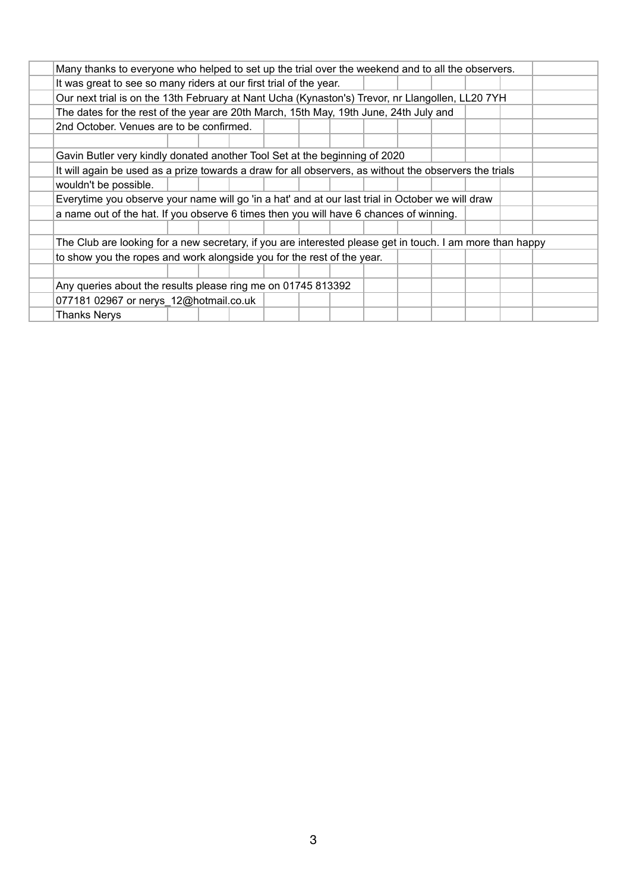Many thanks to everyone who helped to set up the trial over the weekend and to all the observers.
It was great to see so many riders at our first trial of the year.
Our next trial is on the 13th February at Nant Ucha (Kynaston's) Trevor, nr Llangollen, LL20 7YH
The dates for the rest of the year are 20th March, 15th May, 19th June, 24th July and
2nd October. Venues are to be confirmed.

Gavin Butler very kindly donated another Tool Set at the beginning of 2020
It will again be used as a prize towards a draw for all observers, as without the observers the trials
wouldn't be possible.
Everytime you observe your name will go 'in a hat' and at our last trial in October we will draw
a name out of the hat. If you observe 6 times then you will have 6 chances of winning.

The Club are looking for a new secretary, if you are interested please get in touch. I am more than happy
to show you the ropes and work alongside you for the rest of the year.

Any queries about the results please ring me on 01745 813392
077181 02967 or nerys_12@hotmail.co.uk
Thanks Nerys